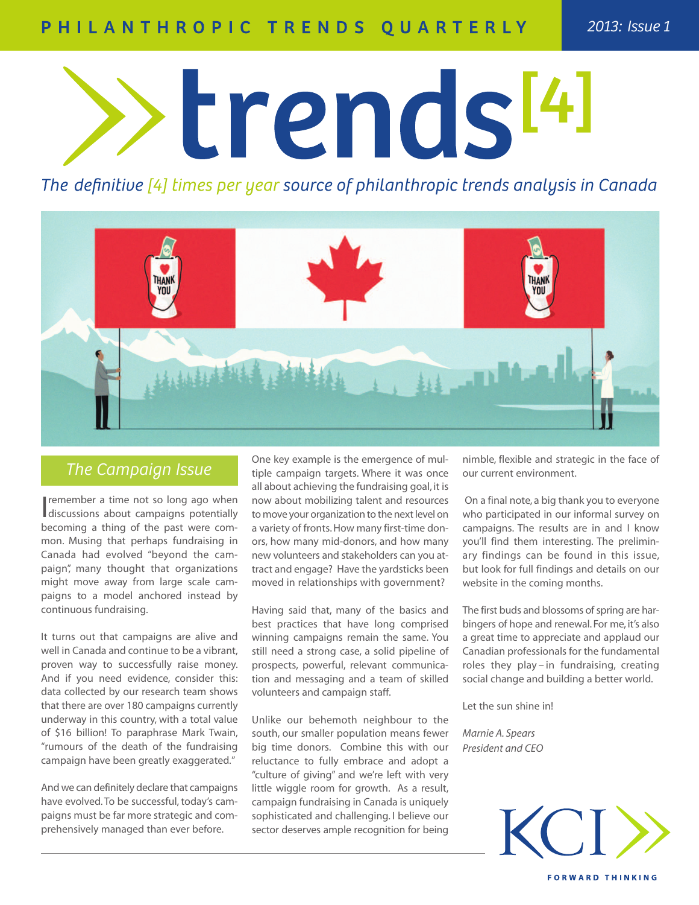PHILANTHROPIC TRENDS QUARTERLY

2013: Issue 1

# trends[4]

*The definitive [4] times per year source of philanthropic trends analysis in Canada*

## The Campaign Issue

I remember a time not so long ago when discussions about campaigns potentially becoming a thing of the past were common. Musing that perhaps fundraising in Canada had evolved "beyond the campaign", many thought that organizations might move away from large scale campaigns to a model anchored instead by continuous fundraising.

It turns out that campaigns are alive and well in Canada and continue to be a vibrant, proven way to successfully raise money. And if you need evidence, consider this: data collected by our research team shows that there are over 180 campaigns currently underway in this country, with a total value of $16 billion! To paraphrase Mark Twain, "rumours of the death of the fundraising campaign have been greatly exaggerated."

And we can definitely declare that campaigns have evolved. To be successful, today's campaigns must be far more strategic and comprehensively managed than ever before.

One key example is the emergence of multiple campaign targets. Where it was once all about achieving the fundraising goal, it is now about mobilizing talent and resources to move your organization to the next level on a variety of fronts. How many first-time donors, how many mid-donors, and how many new volunteers and stakeholders can you attract and engage? Have the yardsticks been moved in relationships with government?

Having said that, many of the basics and best practices that have long comprised winning campaigns remain the same. You still need a strong case, a solid pipeline of prospects, powerful, relevant communication and messaging and a team of skilled volunteers and campaign staff.

Unlike our behemoth neighbour to the south, our smaller population means fewer big time donors. Combine this with our reluctance to fully embrace and adopt a "culture of giving" and we're left with very little wiggle room for growth. As a result, campaign fundraising in Canada is uniquely sophisticated and challenging. I believe our sector deserves ample recognition for being nimble, flexible and strategic in the face of our current environment.

On a final note, a big thank you to everyone who participated in our informal survey on campaigns. The results are in and I know you'll find them interesting. The preliminary findings can be found in this issue, but look for full findings and details on our website in the coming months.

The first buds and blossoms of spring are harbingers of hope and renewal. For me, it's also a great time to appreciate and applaud our Canadian professionals for the fundamental roles they play – in fundraising, creating social change and building a better world.

Let the sun shine in!

*Marnie A. Spears*
*President and CEO*

KCI

FORWARD THINKING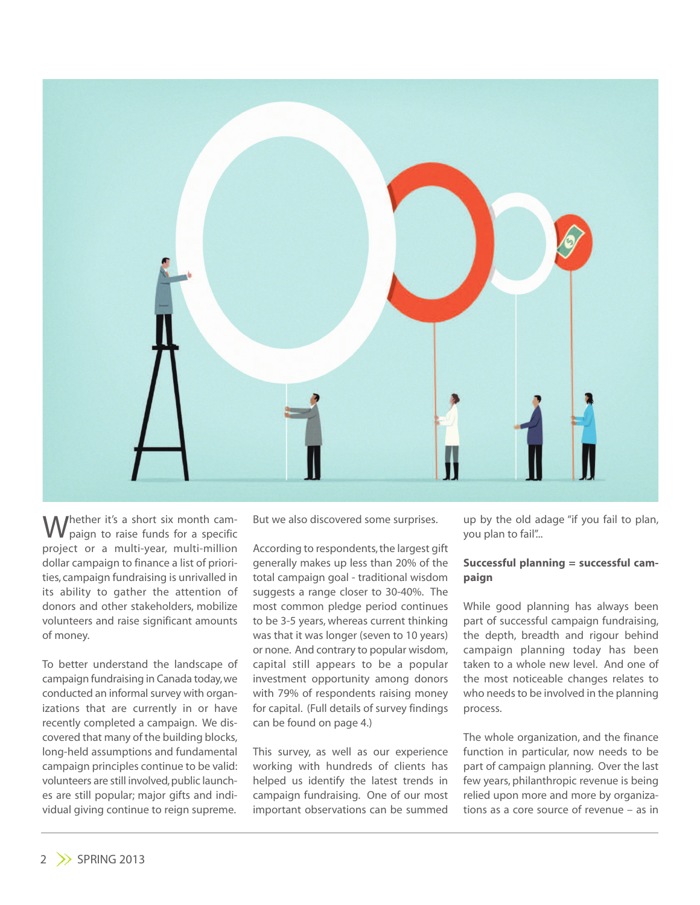Whether it's a short six month campaign to raise funds for a specific project or a multi-year, multi-million dollar campaign to finance a list of priorities, campaign fundraising is unrivalled in its ability to gather the attention of donors and other stakeholders, mobilize volunteers and raise significant amounts of money.

To better understand the landscape of campaign fundraising in Canada today, we conducted an informal survey with organizations that are currently in or have recently completed a campaign. We discovered that many of the building blocks, long-held assumptions and fundamental campaign principles continue to be valid: volunteers are still involved, public launches are still popular; major gifts and individual giving continue to reign supreme. But we also discovered some surprises.

According to respondents, the largest gift generally makes up less than 20% of the total campaign goal - traditional wisdom suggests a range closer to 30-40%. The most common pledge period continues to be 3-5 years, whereas current thinking was that it was longer (seven to 10 years) or none. And contrary to popular wisdom, capital still appears to be a popular investment opportunity among donors with 79% of respondents raising money for capital. (Full details of survey findings can be found on page 4.)

This survey, as well as our experience working with hundreds of clients has helped us identify the latest trends in campaign fundraising. One of our most important observations can be summed up by the old adage "if you fail to plan, you plan to fail"...

**Successful planning = successful campaign**

While good planning has always been part of successful campaign fundraising, the depth, breadth and rigour behind campaign planning today has been taken to a whole new level. And one of the most noticeable changes relates to who needs to be involved in the planning process.

The whole organization, and the finance function in particular, now needs to be part of campaign planning. Over the last few years, philanthropic revenue is being relied upon more and more by organizations as a core source of revenue – as in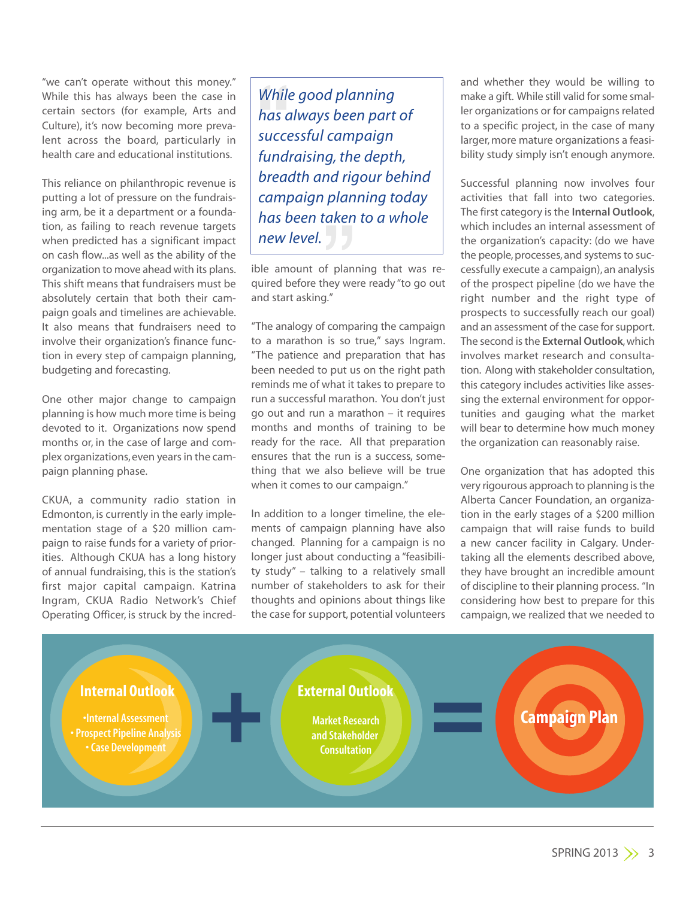"we can't operate without this money." While this has always been the case in certain sectors (for example, Arts and Culture), it's now becoming more prevalent across the board, particularly in health care and educational institutions.

This reliance on philanthropic revenue is putting a lot of pressure on the fundraising arm, be it a department or a foundation, as failing to reach revenue targets when predicted has a significant impact on cash flow...as well as the ability of the organization to move ahead with its plans. This shift means that fundraisers must be absolutely certain that both their campaign goals and timelines are achievable. It also means that fundraisers need to involve their organization's finance function in every step of campaign planning, budgeting and forecasting.

One other major change to campaign planning is how much more time is being devoted to it. Organizations now spend months or, in the case of large and complex organizations, even years in the campaign planning phase.

CKUA, a community radio station in Edmonton, is currently in the early implementation stage of a $20 million campaign to raise funds for a variety of priorities. Although CKUA has a long history of annual fundraising, this is the station's first major capital campaign. Katrina Ingram, CKUA Radio Network's Chief Operating Officer, is struck by the incredible amount of planning that was required before they were ready "to go out and start asking."

> *While good planning has always been part of successful campaign fundraising, the depth, breadth and rigour behind campaign planning today has been taken to a whole new level.*

"The analogy of comparing the campaign to a marathon is so true," says Ingram. "The patience and preparation that has been needed to put us on the right path reminds me of what it takes to prepare to run a successful marathon. You don't just go out and run a marathon – it requires months and months of training to be ready for the race. All that preparation ensures that the run is a success, something that we also believe will be true when it comes to our campaign."

In addition to a longer timeline, the elements of campaign planning have also changed. Planning for a campaign is no longer just about conducting a "feasibility study" – talking to a relatively small number of stakeholders to ask for their thoughts and opinions about things like the case for support, potential volunteers and whether they would be willing to make a gift. While still valid for some smaller organizations or for campaigns related to a specific project, in the case of many larger, more mature organizations a feasibility study simply isn't enough anymore.

Successful planning now involves four activities that fall into two categories. The first category is the **Internal Outlook**, which includes an internal assessment of the organization's capacity: (do we have the people, processes, and systems to successfully execute a campaign), an analysis of the prospect pipeline (do we have the right number and the right type of prospects to successfully reach our goal) and an assessment of the case for support. The second is the **External Outlook**, which involves market research and consultation. Along with stakeholder consultation, this category includes activities like assessing the external environment for opportunities and gauging what the market will bear to determine how much money the organization can reasonably raise.

One organization that has adopted this very rigourous approach to planning is the Alberta Cancer Foundation, an organization in the early stages of a $200 million campaign that will raise funds to build a new cancer facility in Calgary. Undertaking all the elements described above, they have brought an incredible amount of discipline to their planning process. "In considering how best to prepare for this campaign, we realized that we needed to

**Internal Outlook**
- Internal Assessment
- Prospect Pipeline Analysis
- Case Development

**+**

**External Outlook**
Market Research and Stakeholder Consultation

**=**

**Campaign Plan**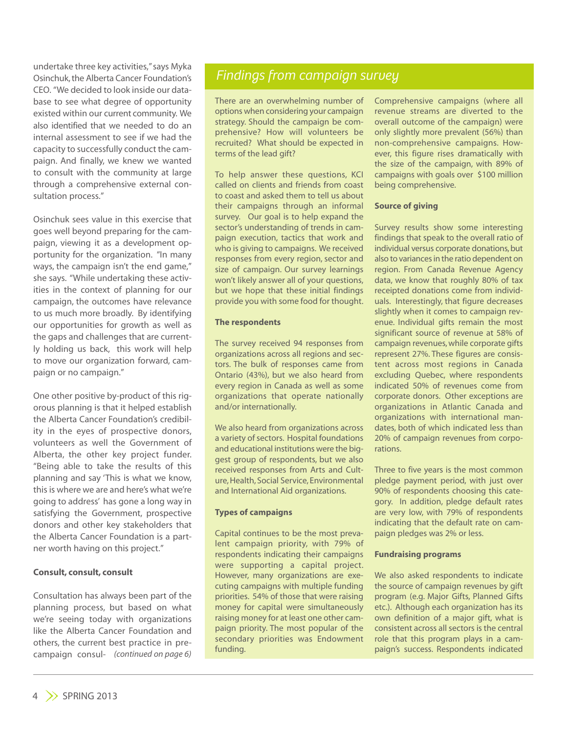undertake three key activities," says Myka Osinchuk, the Alberta Cancer Foundation's CEO. "We decided to look inside our database to see what degree of opportunity existed within our current community. We also identified that we needed to do an internal assessment to see if we had the capacity to successfully conduct the campaign. And finally, we knew we wanted to consult with the community at large through a comprehensive external consultation process."

Osinchuk sees value in this exercise that goes well beyond preparing for the campaign, viewing it as a development opportunity for the organization. "In many ways, the campaign isn't the end game," she says. "While undertaking these activities in the context of planning for our campaign, the outcomes have relevance to us much more broadly. By identifying our opportunities for growth as well as the gaps and challenges that are currently holding us back, this work will help to move our organization forward, campaign or no campaign."

One other positive by-product of this rigorous planning is that it helped establish the Alberta Cancer Foundation's credibility in the eyes of prospective donors, volunteers as well the Government of Alberta, the other key project funder. "Being able to take the results of this planning and say 'This is what we know, this is where we are and here's what we're going to address' has gone a long way in satisfying the Government, prospective donors and other key stakeholders that the Alberta Cancer Foundation is a partner worth having on this project."

**Consult, consult, consult**

Consultation has always been part of the planning process, but based on what we're seeing today with organizations like the Alberta Cancer Foundation and others, the current best practice in pre-campaign consul- *(continued on page 6)*

## *Findings from campaign survey*

There are an overwhelming number of options when considering your campaign strategy. Should the campaign be comprehensive? How will volunteers be recruited? What should be expected in terms of the lead gift?

To help answer these questions, KCI called on clients and friends from coast to coast and asked them to tell us about their campaigns through an informal survey. Our goal is to help expand the sector's understanding of trends in campaign execution, tactics that work and who is giving to campaigns. We received responses from every region, sector and size of campaign. Our survey learnings won't likely answer all of your questions, but we hope that these initial findings provide you with some food for thought.

**The respondents**

The survey received 94 responses from organizations across all regions and sectors. The bulk of responses came from Ontario (43%), but we also heard from every region in Canada as well as some organizations that operate nationally and/or internationally.

We also heard from organizations across a variety of sectors. Hospital foundations and educational institutions were the biggest group of respondents, but we also received responses from Arts and Culture, Health, Social Service, Environmental and International Aid organizations.

**Types of campaigns**

Capital continues to be the most prevalent campaign priority, with 79% of respondents indicating their campaigns were supporting a capital project. However, many organizations are executing campaigns with multiple funding priorities. 54% of those that were raising money for capital were simultaneously raising money for at least one other campaign priority. The most popular of the secondary priorities was Endowment funding.

Comprehensive campaigns (where all revenue streams are diverted to the overall outcome of the campaign) were only slightly more prevalent (56%) than non-comprehensive campaigns. However, this figure rises dramatically with the size of the campaign, with 89% of campaigns with goals over $100 million being comprehensive.

**Source of giving**

Survey results show some interesting findings that speak to the overall ratio of individual versus corporate donations, but also to variances in the ratio dependent on region. From Canada Revenue Agency data, we know that roughly 80% of tax receipted donations come from individuals. Interestingly, that figure decreases slightly when it comes to campaign revenue. Individual gifts remain the most significant source of revenue at 58% of campaign revenues, while corporate gifts represent 27%. These figures are consistent across most regions in Canada excluding Quebec, where respondents indicated 50% of revenues come from corporate donors. Other exceptions are organizations in Atlantic Canada and organizations with international mandates, both of which indicated less than 20% of campaign revenues from corporations.

Three to five years is the most common pledge payment period, with just over 90% of respondents choosing this category. In addition, pledge default rates are very low, with 79% of respondents indicating that the default rate on campaign pledges was 2% or less.

**Fundraising programs**

We also asked respondents to indicate the source of campaign revenues by gift program (e.g. Major Gifts, Planned Gifts etc.). Although each organization has its own definition of a major gift, what is consistent across all sectors is the central role that this program plays in a campaign's success. Respondents indicated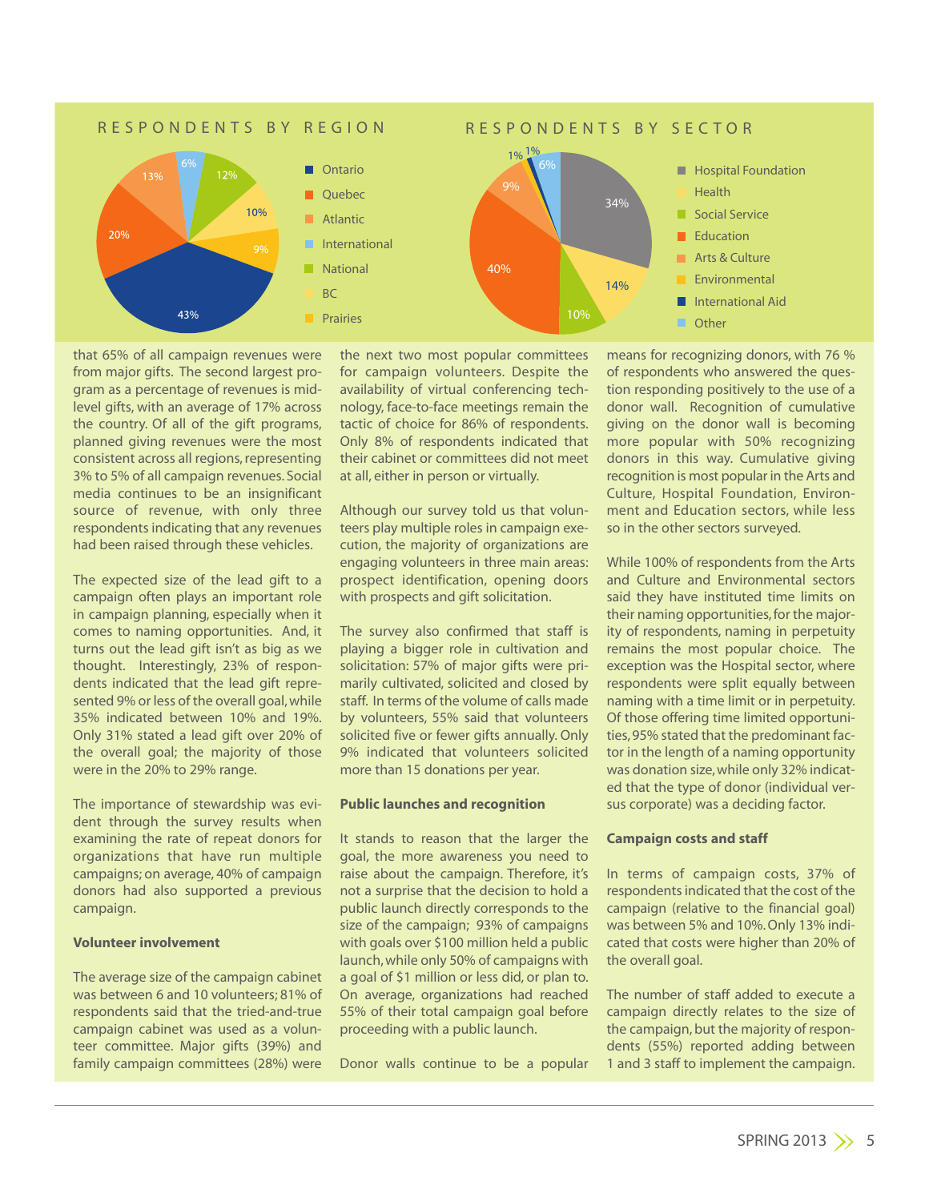## RESPONDENTS BY REGION

| Region | Percentage |
|---|---|
| Ontario | 43% |
| Quebec | 20% |
| Atlantic | 13% |
| International | 6% |
| National | 12% |
| BC | 10% |
| Prairies | 9% |

## RESPONDENTS BY SECTOR

| Sector | Percentage |
|---|---|
| Hospital Foundation | 34% |
| Health | 14% |
| Social Service | 10% |
| Education | 40% |
| Arts & Culture | 9% |
| Environmental | 1% |
| International Aid | 1% |
| Other | 6% |

that 65% of all campaign revenues were from major gifts. The second largest program as a percentage of revenues is mid-level gifts, with an average of 17% across the country. Of all of the gift programs, planned giving revenues were the most consistent across all regions, representing 3% to 5% of all campaign revenues. Social media continues to be an insignificant source of revenue, with only three respondents indicating that any revenues had been raised through these vehicles.

The expected size of the lead gift to a campaign often plays an important role in campaign planning, especially when it comes to naming opportunities. And, it turns out the lead gift isn't as big as we thought. Interestingly, 23% of respondents indicated that the lead gift represented 9% or less of the overall goal, while 35% indicated between 10% and 19%. Only 31% stated a lead gift over 20% of the overall goal; the majority of those were in the 20% to 29% range.

The importance of stewardship was evident through the survey results when examining the rate of repeat donors for organizations that have run multiple campaigns; on average, 40% of campaign donors had also supported a previous campaign.

**Volunteer involvement**

The average size of the campaign cabinet was between 6 and 10 volunteers; 81% of respondents said that the tried-and-true campaign cabinet was used as a volunteer committee. Major gifts (39%) and family campaign committees (28%) were the next two most popular committees for campaign volunteers. Despite the availability of virtual conferencing technology, face-to-face meetings remain the tactic of choice for 86% of respondents. Only 8% of respondents indicated that their cabinet or committees did not meet at all, either in person or virtually.

Although our survey told us that volunteers play multiple roles in campaign execution, the majority of organizations are engaging volunteers in three main areas: prospect identification, opening doors with prospects and gift solicitation.

The survey also confirmed that staff is playing a bigger role in cultivation and solicitation: 57% of major gifts were primarily cultivated, solicited and closed by staff. In terms of the volume of calls made by volunteers, 55% said that volunteers solicited five or fewer gifts annually. Only 9% indicated that volunteers solicited more than 15 donations per year.

**Public launches and recognition**

It stands to reason that the larger the goal, the more awareness you need to raise about the campaign. Therefore, it's not a surprise that the decision to hold a public launch directly corresponds to the size of the campaign; 93% of campaigns with goals over $100 million held a public launch, while only 50% of campaigns with a goal of $1 million or less did, or plan to. On average, organizations had reached 55% of their total campaign goal before proceeding with a public launch.

Donor walls continue to be a popular means for recognizing donors, with 76 % of respondents who answered the question responding positively to the use of a donor wall. Recognition of cumulative giving on the donor wall is becoming more popular with 50% recognizing donors in this way. Cumulative giving recognition is most popular in the Arts and Culture, Hospital Foundation, Environment and Education sectors, while less so in the other sectors surveyed.

While 100% of respondents from the Arts and Culture and Environmental sectors said they have instituted time limits on their naming opportunities, for the majority of respondents, naming in perpetuity remains the most popular choice. The exception was the Hospital sector, where respondents were split equally between naming with a time limit or in perpetuity. Of those offering time limited opportunities, 95% stated that the predominant factor in the length of a naming opportunity was donation size, while only 32% indicated that the type of donor (individual versus corporate) was a deciding factor.

**Campaign costs and staff**

In terms of campaign costs, 37% of respondents indicated that the cost of the campaign (relative to the financial goal) was between 5% and 10%. Only 13% indicated that costs were higher than 20% of the overall goal.

The number of staff added to execute a campaign directly relates to the size of the campaign, but the majority of respondents (55%) reported adding between 1 and 3 staff to implement the campaign.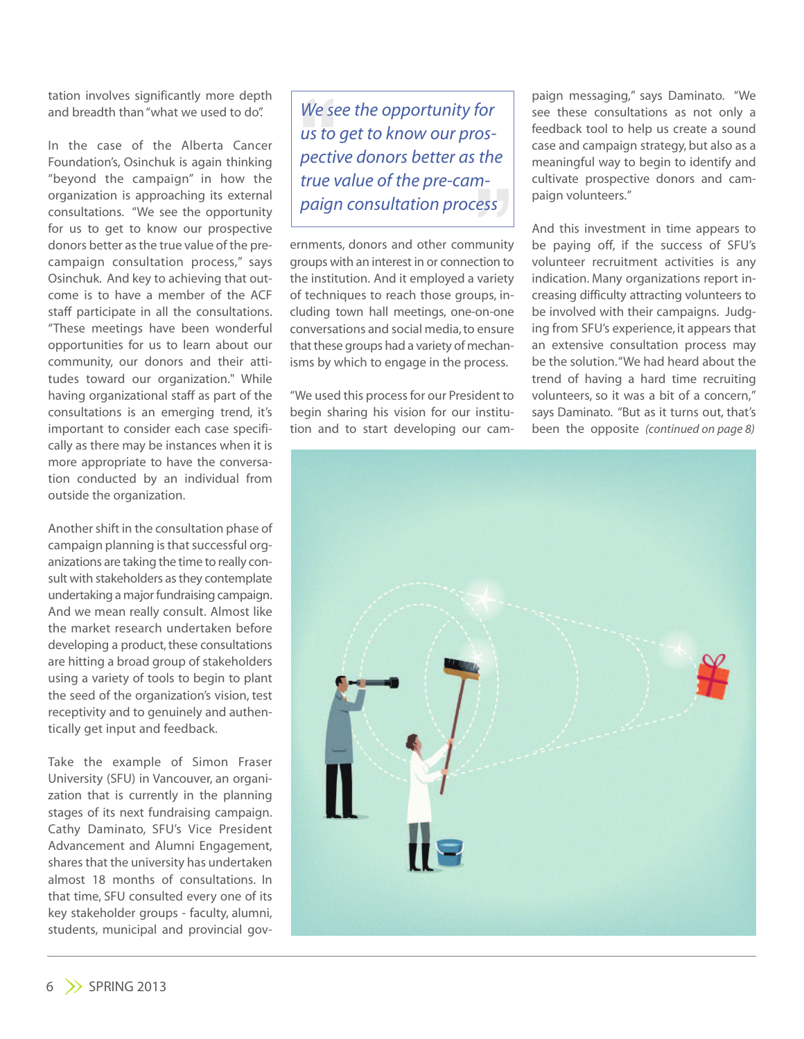tation involves significantly more depth and breadth than "what we used to do".

In the case of the Alberta Cancer Foundation's, Osinchuk is again thinking "beyond the campaign" in how the organization is approaching its external consultations. "We see the opportunity for us to get to know our prospective donors better as the true value of the pre-campaign consultation process," says Osinchuk. And key to achieving that outcome is to have a member of the ACF staff participate in all the consultations. "These meetings have been wonderful opportunities for us to learn about our community, our donors and their attitudes toward our organization." While having organizational staff as part of the consultations is an emerging trend, it's important to consider each case specifically as there may be instances when it is more appropriate to have the conversation conducted by an individual from outside the organization.

Another shift in the consultation phase of campaign planning is that successful organizations are taking the time to really consult with stakeholders as they contemplate undertaking a major fundraising campaign. And we mean really consult. Almost like the market research undertaken before developing a product, these consultations are hitting a broad group of stakeholders using a variety of tools to begin to plant the seed of the organization's vision, test receptivity and to genuinely and authentically get input and feedback.

Take the example of Simon Fraser University (SFU) in Vancouver, an organization that is currently in the planning stages of its next fundraising campaign. Cathy Daminato, SFU's Vice President Advancement and Alumni Engagement, shares that the university has undertaken almost 18 months of consultations. In that time, SFU consulted every one of its key stakeholder groups - faculty, alumni, students, municipal and provincial governments, donors and other community groups with an interest in or connection to the institution. And it employed a variety of techniques to reach those groups, including town hall meetings, one-on-one conversations and social media, to ensure that these groups had a variety of mechanisms by which to engage in the process.

> *We see the opportunity for us to get to know our prospective donors better as the true value of the pre-campaign consultation process*

"We used this process for our President to begin sharing his vision for our institution and to start developing our campaign messaging," says Daminato. "We see these consultations as not only a feedback tool to help us create a sound case and campaign strategy, but also as a meaningful way to begin to identify and cultivate prospective donors and campaign volunteers."

And this investment in time appears to be paying off, if the success of SFU's volunteer recruitment activities is any indication. Many organizations report increasing difficulty attracting volunteers to be involved with their campaigns. Judging from SFU's experience, it appears that an extensive consultation process may be the solution. "We had heard about the trend of having a hard time recruiting volunteers, so it was a bit of a concern," says Daminato. "But as it turns out, that's been the opposite *(continued on page 8)*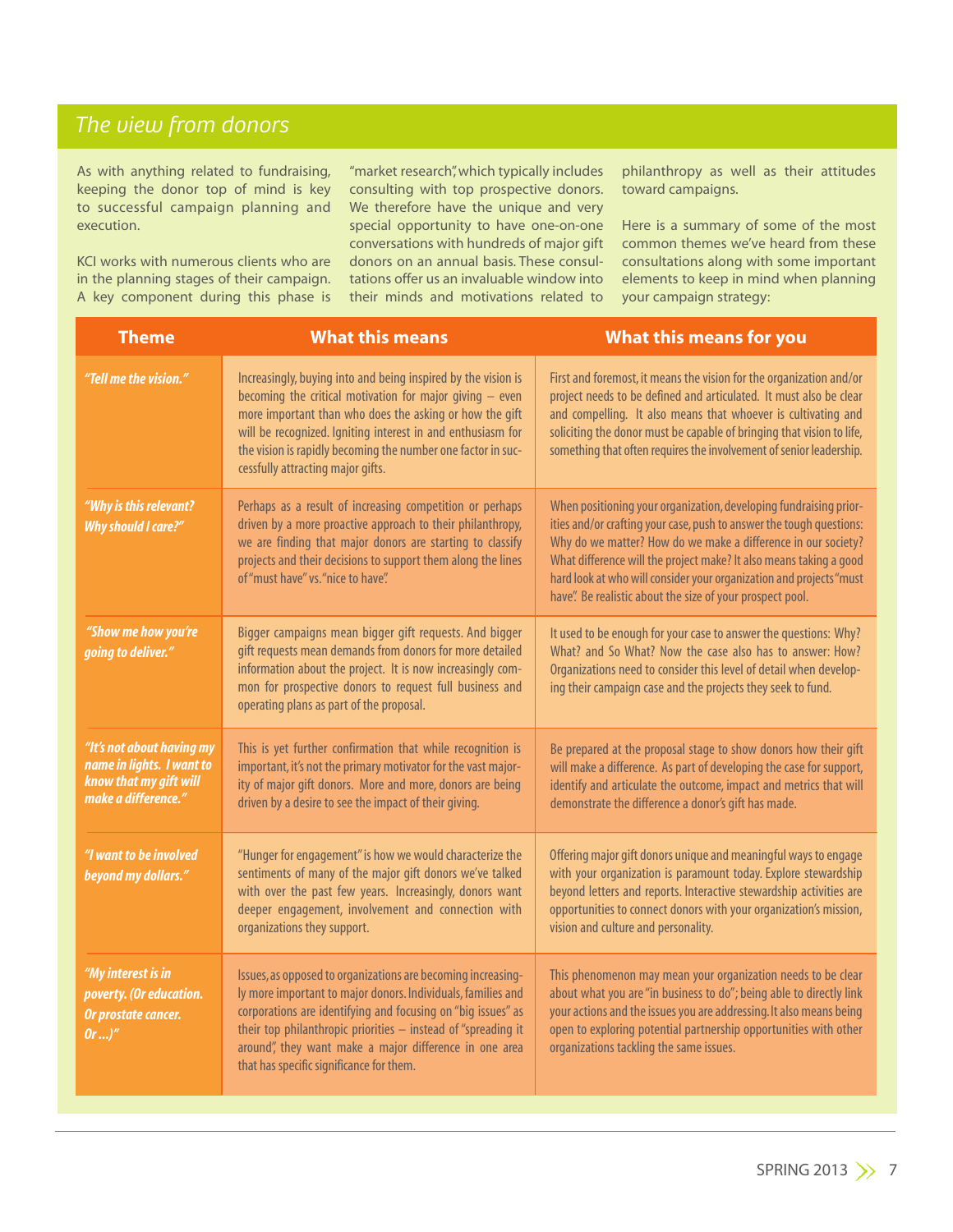## *The view from donors*

As with anything related to fundraising, keeping the donor top of mind is key to successful campaign planning and execution.

KCI works with numerous clients who are in the planning stages of their campaign. A key component during this phase is "market research", which typically includes consulting with top prospective donors. We therefore have the unique and very special opportunity to have one-on-one conversations with hundreds of major gift donors on an annual basis. These consultations offer us an invaluable window into their minds and motivations related to philanthropy as well as their attitudes toward campaigns.

Here is a summary of some of the most common themes we've heard from these consultations along with some important elements to keep in mind when planning your campaign strategy:

| Theme | What this means | What this means for you |
|---|---|---|
| ***"Tell me the vision."*** | Increasingly, buying into and being inspired by the vision is becoming the critical motivation for major giving – even more important than who does the asking or how the gift will be recognized. Igniting interest in and enthusiasm for the vision is rapidly becoming the number one factor in successfully attracting major gifts. | First and foremost, it means the vision for the organization and/or project needs to be defined and articulated. It must also be clear and compelling. It also means that whoever is cultivating and soliciting the donor must be capable of bringing that vision to life, something that often requires the involvement of senior leadership. |
| ***"Why is this relevant? Why should I care?"*** | Perhaps as a result of increasing competition or perhaps driven by a more proactive approach to their philanthropy, we are finding that major donors are starting to classify projects and their decisions to support them along the lines of "must have" vs. "nice to have". | When positioning your organization, developing fundraising priorities and/or crafting your case, push to answer the tough questions: Why do we matter? How do we make a difference in our society? What difference will the project make? It also means taking a good hard look at who will consider your organization and projects "must have". Be realistic about the size of your prospect pool. |
| ***"Show me how you're going to deliver."*** | Bigger campaigns mean bigger gift requests. And bigger gift requests mean demands from donors for more detailed information about the project. It is now increasingly common for prospective donors to request full business and operating plans as part of the proposal. | It used to be enough for your case to answer the questions: Why? What? and So What? Now the case also has to answer: How? Organizations need to consider this level of detail when developing their campaign case and the projects they seek to fund. |
| ***"It's not about having my name in lights. I want to know that my gift will make a difference."*** | This is yet further confirmation that while recognition is important, it's not the primary motivator for the vast majority of major gift donors. More and more, donors are being driven by a desire to see the impact of their giving. | Be prepared at the proposal stage to show donors how their gift will make a difference. As part of developing the case for support, identify and articulate the outcome, impact and metrics that will demonstrate the difference a donor's gift has made. |
| ***"I want to be involved beyond my dollars."*** | "Hunger for engagement" is how we would characterize the sentiments of many of the major gift donors we've talked with over the past few years. Increasingly, donors want deeper engagement, involvement and connection with organizations they support. | Offering major gift donors unique and meaningful ways to engage with your organization is paramount today. Explore stewardship beyond letters and reports. Interactive stewardship activities are opportunities to connect donors with your organization's mission, vision and culture and personality. |
| ***"My interest is in poverty. (Or education. Or prostate cancer. Or ...)"*** | Issues, as opposed to organizations are becoming increasingly more important to major donors. Individuals, families and corporations are identifying and focusing on "big issues" as their top philanthropic priorities – instead of "spreading it around", they want make a major difference in one area that has specific significance for them. | This phenomenon may mean your organization needs to be clear about what you are "in business to do"; being able to directly link your actions and the issues you are addressing. It also means being open to exploring potential partnership opportunities with other organizations tackling the same issues. |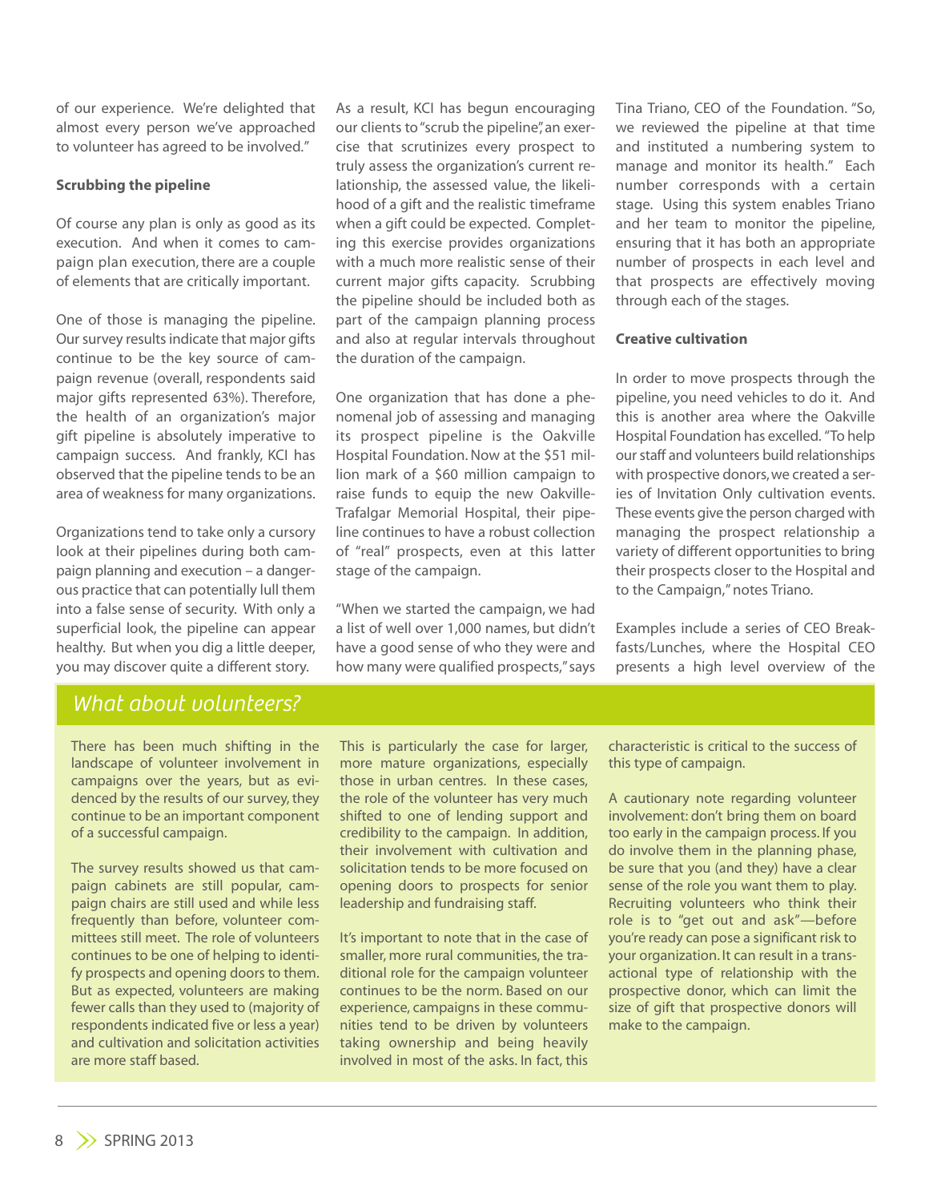of our experience. We're delighted that almost every person we've approached to volunteer has agreed to be involved."

**Scrubbing the pipeline**

Of course any plan is only as good as its execution. And when it comes to campaign plan execution, there are a couple of elements that are critically important.

One of those is managing the pipeline. Our survey results indicate that major gifts continue to be the key source of campaign revenue (overall, respondents said major gifts represented 63%). Therefore, the health of an organization's major gift pipeline is absolutely imperative to campaign success. And frankly, KCI has observed that the pipeline tends to be an area of weakness for many organizations.

Organizations tend to take only a cursory look at their pipelines during both campaign planning and execution – a dangerous practice that can potentially lull them into a false sense of security. With only a superficial look, the pipeline can appear healthy. But when you dig a little deeper, you may discover quite a different story.

As a result, KCI has begun encouraging our clients to "scrub the pipeline", an exercise that scrutinizes every prospect to truly assess the organization's current relationship, the assessed value, the likelihood of a gift and the realistic timeframe when a gift could be expected. Completing this exercise provides organizations with a much more realistic sense of their current major gifts capacity. Scrubbing the pipeline should be included both as part of the campaign planning process and also at regular intervals throughout the duration of the campaign.

One organization that has done a phenomenal job of assessing and managing its prospect pipeline is the Oakville Hospital Foundation. Now at the $51 million mark of a $60 million campaign to raise funds to equip the new Oakville-Trafalgar Memorial Hospital, their pipeline continues to have a robust collection of "real" prospects, even at this latter stage of the campaign.

"When we started the campaign, we had a list of well over 1,000 names, but didn't have a good sense of who they were and how many were qualified prospects," says Tina Triano, CEO of the Foundation. "So, we reviewed the pipeline at that time and instituted a numbering system to manage and monitor its health." Each number corresponds with a certain stage. Using this system enables Triano and her team to monitor the pipeline, ensuring that it has both an appropriate number of prospects in each level and that prospects are effectively moving through each of the stages.

**Creative cultivation**

In order to move prospects through the pipeline, you need vehicles to do it. And this is another area where the Oakville Hospital Foundation has excelled. "To help our staff and volunteers build relationships with prospective donors, we created a series of Invitation Only cultivation events. These events give the person charged with managing the prospect relationship a variety of different opportunities to bring their prospects closer to the Hospital and to the Campaign," notes Triano.

Examples include a series of CEO Breakfasts/Lunches, where the Hospital CEO presents a high level overview of the

## *What about volunteers?*

There has been much shifting in the landscape of volunteer involvement in campaigns over the years, but as evidenced by the results of our survey, they continue to be an important component of a successful campaign.

The survey results showed us that campaign cabinets are still popular, campaign chairs are still used and while less frequently than before, volunteer committees still meet. The role of volunteers continues to be one of helping to identify prospects and opening doors to them. But as expected, volunteers are making fewer calls than they used to (majority of respondents indicated five or less a year) and cultivation and solicitation activities are more staff based.

This is particularly the case for larger, more mature organizations, especially those in urban centres. In these cases, the role of the volunteer has very much shifted to one of lending support and credibility to the campaign. In addition, their involvement with cultivation and solicitation tends to be more focused on opening doors to prospects for senior leadership and fundraising staff.

It's important to note that in the case of smaller, more rural communities, the traditional role for the campaign volunteer continues to be the norm. Based on our experience, campaigns in these communities tend to be driven by volunteers taking ownership and being heavily involved in most of the asks. In fact, this characteristic is critical to the success of this type of campaign.

A cautionary note regarding volunteer involvement: don't bring them on board too early in the campaign process. If you do involve them in the planning phase, be sure that you (and they) have a clear sense of the role you want them to play. Recruiting volunteers who think their role is to "get out and ask"—before you're ready can pose a significant risk to your organization. It can result in a transactional type of relationship with the prospective donor, which can limit the size of gift that prospective donors will make to the campaign.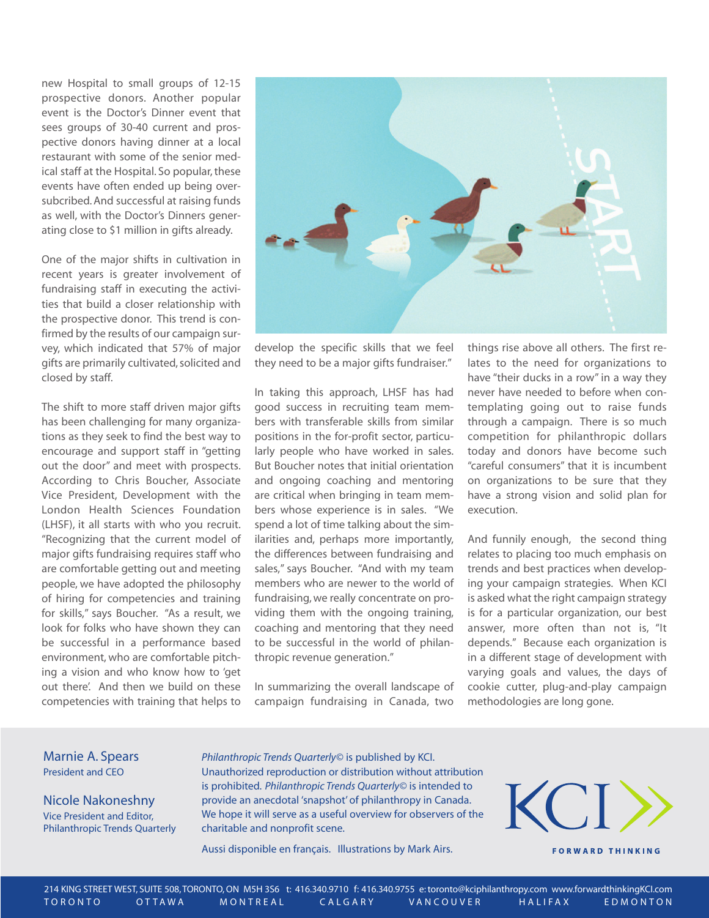new Hospital to small groups of 12-15 prospective donors. Another popular event is the Doctor's Dinner event that sees groups of 30-40 current and prospective donors having dinner at a local restaurant with some of the senior medical staff at the Hospital. So popular, these events have often ended up being oversubcribed. And successful at raising funds as well, with the Doctor's Dinners generating close to $1 million in gifts already.

One of the major shifts in cultivation in recent years is greater involvement of fundraising staff in executing the activities that build a closer relationship with the prospective donor. This trend is confirmed by the results of our campaign survey, which indicated that 57% of major gifts are primarily cultivated, solicited and closed by staff.

The shift to more staff driven major gifts has been challenging for many organizations as they seek to find the best way to encourage and support staff in "getting out the door" and meet with prospects. According to Chris Boucher, Associate Vice President, Development with the London Health Sciences Foundation (LHSF), it all starts with who you recruit. "Recognizing that the current model of major gifts fundraising requires staff who are comfortable getting out and meeting people, we have adopted the philosophy of hiring for competencies and training for skills," says Boucher. "As a result, we look for folks who have shown they can be successful in a performance based environment, who are comfortable pitching a vision and who know how to 'get out there'. And then we build on these competencies with training that helps to develop the specific skills that we feel they need to be a major gifts fundraiser."

In taking this approach, LHSF has had good success in recruiting team members with transferable skills from similar positions in the for-profit sector, particularly people who have worked in sales. But Boucher notes that initial orientation and ongoing coaching and mentoring are critical when bringing in team members whose experience is in sales. "We spend a lot of time talking about the similarities and, perhaps more importantly, the differences between fundraising and sales," says Boucher. "And with my team members who are newer to the world of fundraising, we really concentrate on providing them with the ongoing training, coaching and mentoring that they need to be successful in the world of philanthropic revenue generation."

In summarizing the overall landscape of campaign fundraising in Canada, two things rise above all others. The first relates to the need for organizations to have "their ducks in a row" in a way they never have needed to before when contemplating going out to raise funds through a campaign. There is so much competition for philanthropic dollars today and donors have become such "careful consumers" that it is incumbent on organizations to be sure that they have a strong vision and solid plan for execution.

And funnily enough, the second thing relates to placing too much emphasis on trends and best practices when developing your campaign strategies. When KCI is asked what the right campaign strategy is for a particular organization, our best answer, more often than not, is, "It depends." Because each organization is in a different stage of development with varying goals and values, the days of cookie cutter, plug-and-play campaign methodologies are long gone.

Marnie A. Spears
President and CEO

Nicole Nakoneshny
Vice President and Editor, Philanthropic Trends Quarterly

*Philanthropic Trends Quarterly*© is published by KCI. Unauthorized reproduction or distribution without attribution is prohibited. *Philanthropic Trends Quarterly*© is intended to provide an anecdotal 'snapshot' of philanthropy in Canada. We hope it will serve as a useful overview for observers of the charitable and nonprofit scene.

Aussi disponible en français. Illustrations by Mark Airs.

KCI
FORWARD THINKING

214 KING STREET WEST, SUITE 508, TORONTO, ON M5H 3S6 t: 416.340.9710 f: 416.340.9755 e: toronto@kciphilanthropy.com www.forwardthinkingKCI.com

TORONTO OTTAWA MONTREAL CALGARY VANCOUVER HALIFAX EDMONTON